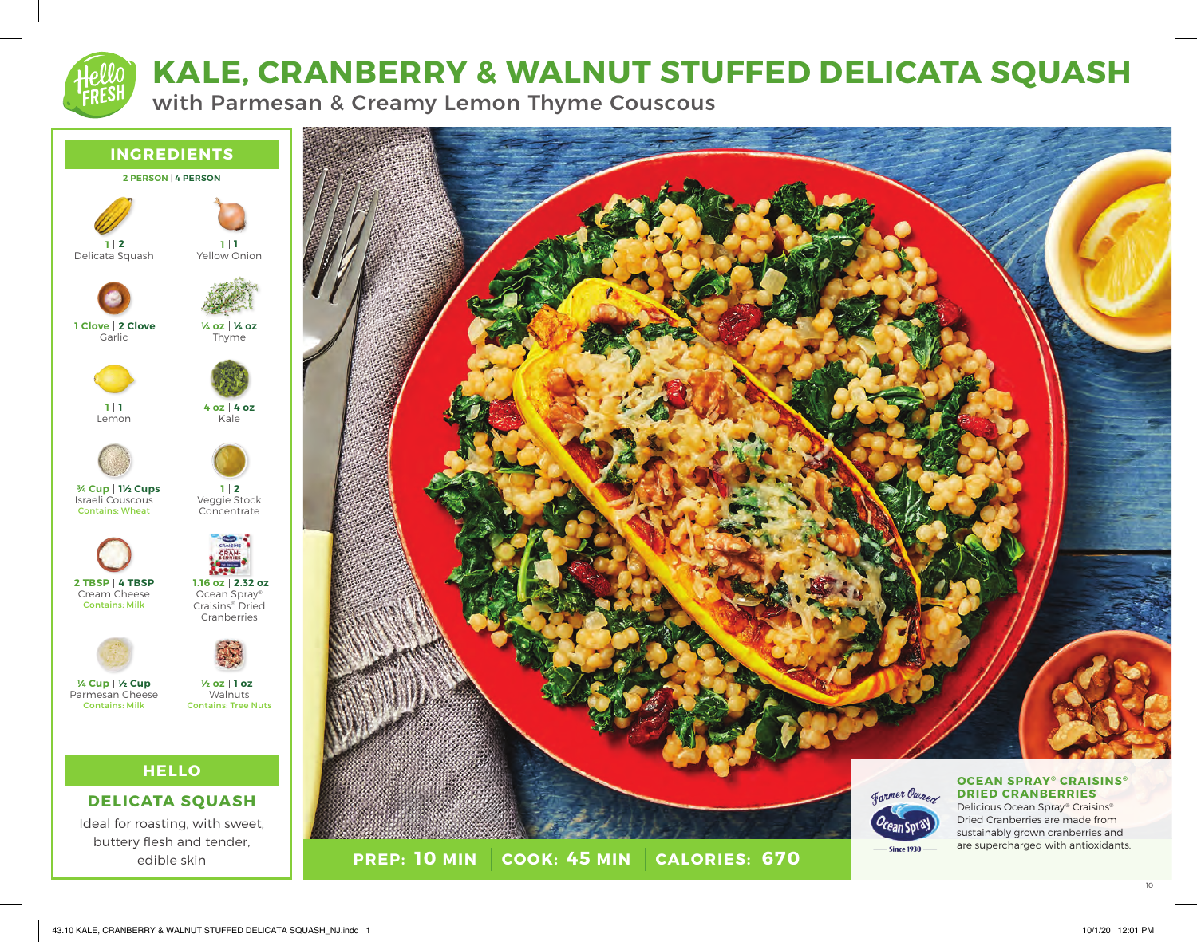# KALE, CRANBERRY & WALNUT STUFFED DELICATA SQUASH

## with Parmesan & Creamy Lemon Thyme Couscous

## INGREDIENTS

**2 PERSON | 4 PERSON**

- **1 | 2** Delicata Squash
- **1 | 1** Yellow Onion
- **1 Clove | 2 Clove** Garlic
- **¼ oz | ¼ oz** Thyme
- **1 | 1** Lemon
- **4 oz | 4 oz** Kale
- **¾ Cup | 1½ Cups** Israeli Couscous — Contains: Wheat
- **1 | 2** Veggie Stock Concentrate
- **2 TBSP | 4 TBSP** Cream Cheese — Contains: Milk
- **1.16 oz | 2.32 oz** Ocean Spray® Craisins® Dried Cranberries
- **¼ Cup | ½ Cup** Parmesan Cheese — Contains: Milk
- **½ oz | 1 oz** Walnuts — Contains: Tree Nuts

## HELLO

### DELICATA SQUASH

Ideal for roasting, with sweet, buttery flesh and tender, edible skin

**PREP: 10 MIN | COOK: 45 MIN | CALORIES: 670**

Farmer Owned
Ocean Spray
Since 1930

### OCEAN SPRAY® CRAISINS® DRIED CRANBERRIES

Delicious Ocean Spray® Craisins® Dried Cranberries are made from sustainably grown cranberries and are supercharged with antioxidants.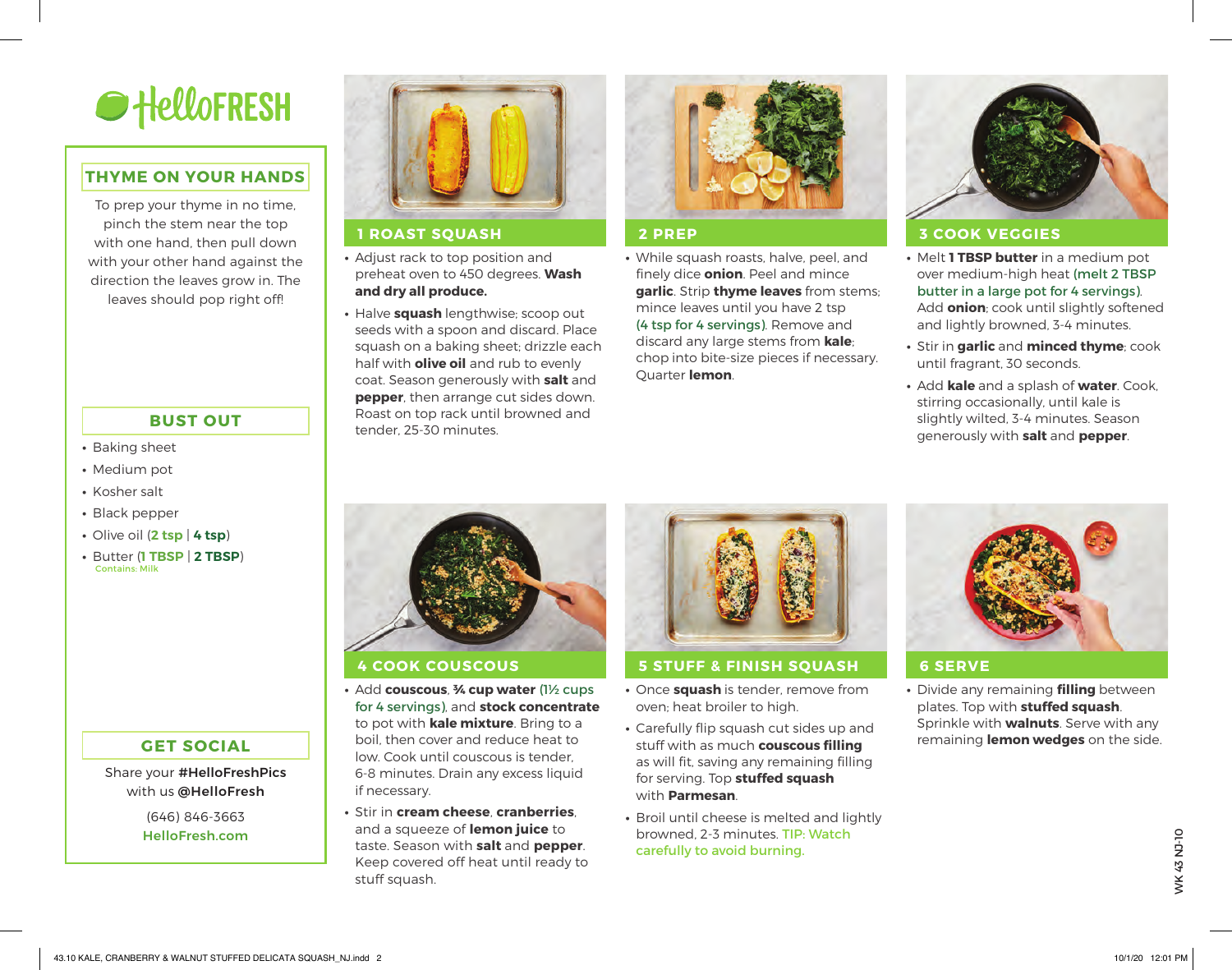HelloFRESH

## THYME ON YOUR HANDS

To prep your thyme in no time, pinch the stem near the top with one hand, then pull down with your other hand against the direction the leaves grow in. The leaves should pop right off!

## BUST OUT

- Baking sheet
- Medium pot
- Kosher salt
- Black pepper
- Olive oil (2 tsp | 4 tsp)
- Butter (1 TBSP | 2 TBSP)
  Contains: Milk

## GET SOCIAL

Share your **#HelloFreshPics** with us **@HelloFresh**

(646) 846-3663

HelloFresh.com

## 1 ROAST SQUASH

- Adjust rack to top position and preheat oven to 450 degrees. **Wash and dry all produce.**
- Halve **squash** lengthwise; scoop out seeds with a spoon and discard. Place squash on a baking sheet; drizzle each half with **olive oil** and rub to evenly coat. Season generously with **salt** and **pepper**, then arrange cut sides down. Roast on top rack until browned and tender, 25-30 minutes.

## 2 PREP

- While squash roasts, halve, peel, and finely dice **onion**. Peel and mince **garlic**. Strip **thyme leaves** from stems; mince leaves until you have 2 tsp (4 tsp for 4 servings). Remove and discard any large stems from **kale**; chop into bite-size pieces if necessary. Quarter **lemon**.

## 3 COOK VEGGIES

- Melt **1 TBSP butter** in a medium pot over medium-high heat (melt 2 TBSP butter in a large pot for 4 servings). Add **onion**; cook until slightly softened and lightly browned, 3-4 minutes.
- Stir in **garlic** and **minced thyme**; cook until fragrant, 30 seconds.
- Add **kale** and a splash of **water**. Cook, stirring occasionally, until kale is slightly wilted, 3-4 minutes. Season generously with **salt** and **pepper**.

## 4 COOK COUSCOUS

- Add **couscous**, **¾ cup water** (1½ cups for 4 servings), and **stock concentrate** to pot with **kale mixture**. Bring to a boil, then cover and reduce heat to low. Cook until couscous is tender, 6-8 minutes. Drain any excess liquid if necessary.
- Stir in **cream cheese**, **cranberries**, and a squeeze of **lemon juice** to taste. Season with **salt** and **pepper**. Keep covered off heat until ready to stuff squash.

## 5 STUFF & FINISH SQUASH

- Once **squash** is tender, remove from oven; heat broiler to high.
- Carefully flip squash cut sides up and stuff with as much **couscous filling** as will fit, saving any remaining filling for serving. Top **stuffed squash** with **Parmesan**.
- Broil until cheese is melted and lightly browned, 2-3 minutes. TIP: Watch carefully to avoid burning.

## 6 SERVE

- Divide any remaining **filling** between plates. Top with **stuffed squash**. Sprinkle with **walnuts**. Serve with any remaining **lemon wedges** on the side.

WK 43 NJ-10